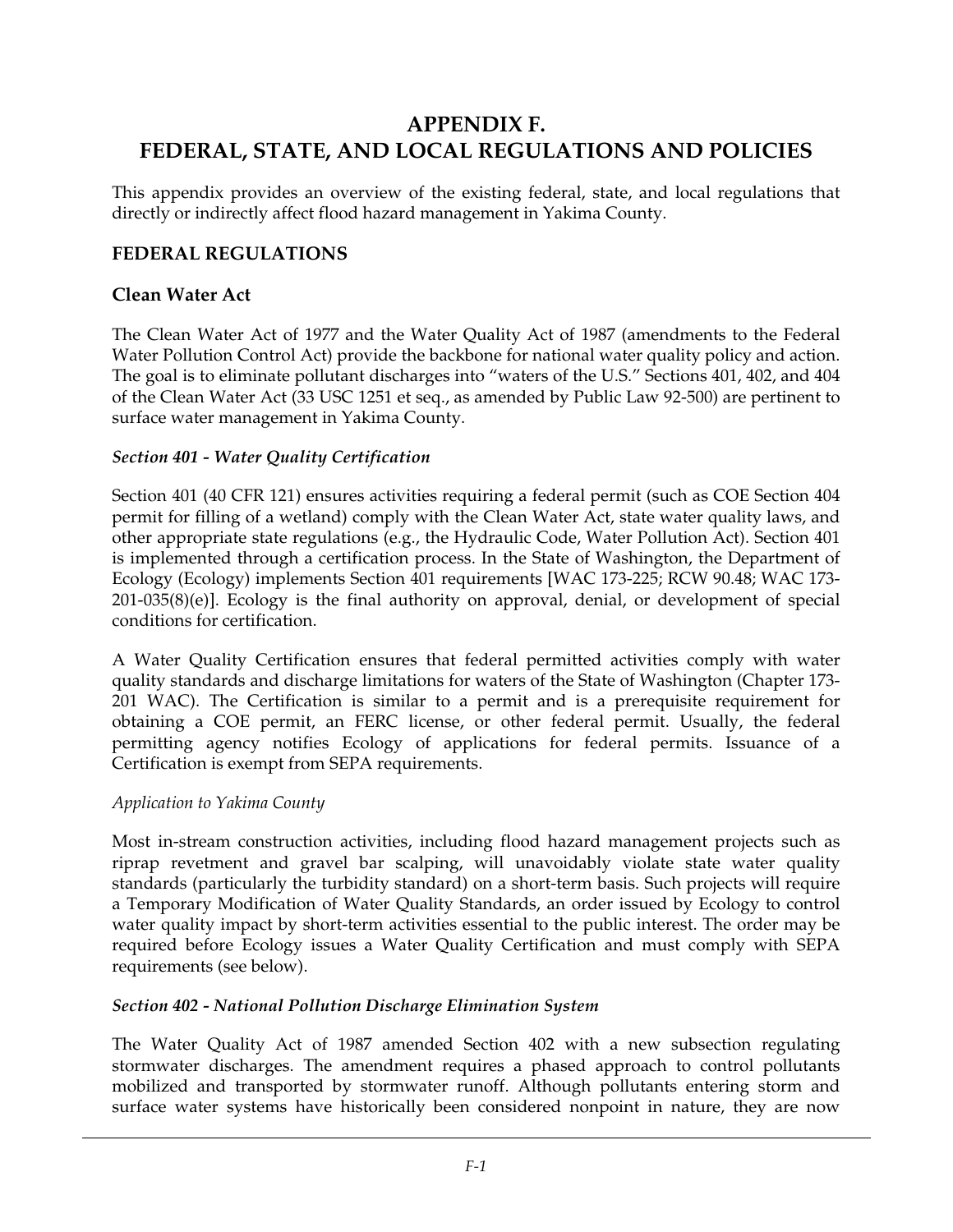# APPENDIX F.
# FEDERAL, STATE, AND LOCAL REGULATIONS AND POLICIES

This appendix provides an overview of the existing federal, state, and local regulations that directly or indirectly affect flood hazard management in Yakima County.

## FEDERAL REGULATIONS

### Clean Water Act

The Clean Water Act of 1977 and the Water Quality Act of 1987 (amendments to the Federal Water Pollution Control Act) provide the backbone for national water quality policy and action. The goal is to eliminate pollutant discharges into "waters of the U.S." Sections 401, 402, and 404 of the Clean Water Act (33 USC 1251 et seq., as amended by Public Law 92-500) are pertinent to surface water management in Yakima County.

#### *Section 401 - Water Quality Certification*

Section 401 (40 CFR 121) ensures activities requiring a federal permit (such as COE Section 404 permit for filling of a wetland) comply with the Clean Water Act, state water quality laws, and other appropriate state regulations (e.g., the Hydraulic Code, Water Pollution Act). Section 401 is implemented through a certification process. In the State of Washington, the Department of Ecology (Ecology) implements Section 401 requirements [WAC 173-225; RCW 90.48; WAC 173-201-035(8)(e)]. Ecology is the final authority on approval, denial, or development of special conditions for certification.

A Water Quality Certification ensures that federal permitted activities comply with water quality standards and discharge limitations for waters of the State of Washington (Chapter 173-201 WAC). The Certification is similar to a permit and is a prerequisite requirement for obtaining a COE permit, an FERC license, or other federal permit. Usually, the federal permitting agency notifies Ecology of applications for federal permits. Issuance of a Certification is exempt from SEPA requirements.

*Application to Yakima County*

Most in-stream construction activities, including flood hazard management projects such as riprap revetment and gravel bar scalping, will unavoidably violate state water quality standards (particularly the turbidity standard) on a short-term basis. Such projects will require a Temporary Modification of Water Quality Standards, an order issued by Ecology to control water quality impact by short-term activities essential to the public interest. The order may be required before Ecology issues a Water Quality Certification and must comply with SEPA requirements (see below).

#### *Section 402 - National Pollution Discharge Elimination System*

The Water Quality Act of 1987 amended Section 402 with a new subsection regulating stormwater discharges. The amendment requires a phased approach to control pollutants mobilized and transported by stormwater runoff. Although pollutants entering storm and surface water systems have historically been considered nonpoint in nature, they are now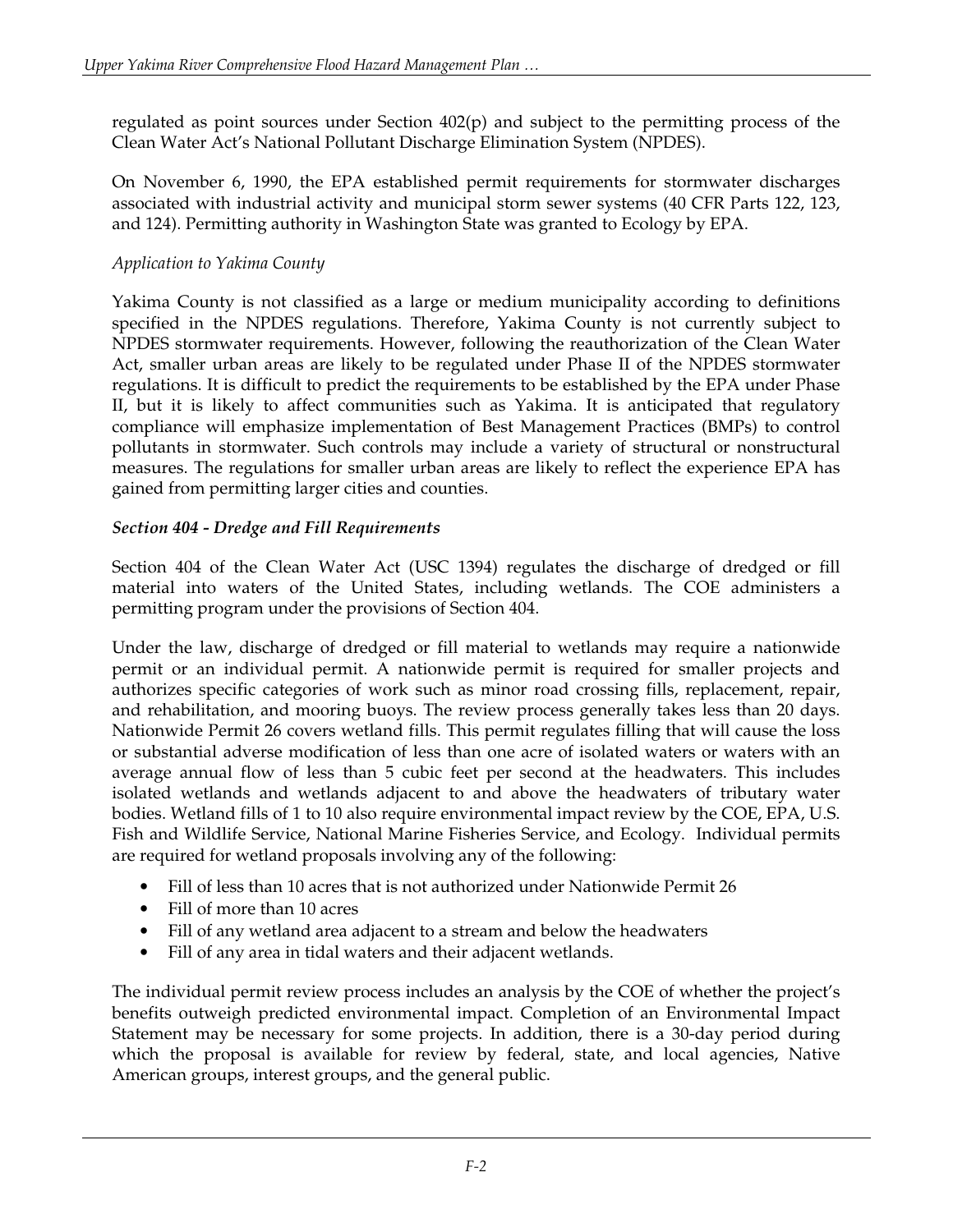regulated as point sources under Section 402(p) and subject to the permitting process of the Clean Water Act's National Pollutant Discharge Elimination System (NPDES).

On November 6, 1990, the EPA established permit requirements for stormwater discharges associated with industrial activity and municipal storm sewer systems (40 CFR Parts 122, 123, and 124). Permitting authority in Washington State was granted to Ecology by EPA.

*Application to Yakima County*

Yakima County is not classified as a large or medium municipality according to definitions specified in the NPDES regulations. Therefore, Yakima County is not currently subject to NPDES stormwater requirements. However, following the reauthorization of the Clean Water Act, smaller urban areas are likely to be regulated under Phase II of the NPDES stormwater regulations. It is difficult to predict the requirements to be established by the EPA under Phase II, but it is likely to affect communities such as Yakima. It is anticipated that regulatory compliance will emphasize implementation of Best Management Practices (BMPs) to control pollutants in stormwater. Such controls may include a variety of structural or nonstructural measures. The regulations for smaller urban areas are likely to reflect the experience EPA has gained from permitting larger cities and counties.

***Section 404 - Dredge and Fill Requirements***

Section 404 of the Clean Water Act (USC 1394) regulates the discharge of dredged or fill material into waters of the United States, including wetlands. The COE administers a permitting program under the provisions of Section 404.

Under the law, discharge of dredged or fill material to wetlands may require a nationwide permit or an individual permit. A nationwide permit is required for smaller projects and authorizes specific categories of work such as minor road crossing fills, replacement, repair, and rehabilitation, and mooring buoys. The review process generally takes less than 20 days. Nationwide Permit 26 covers wetland fills. This permit regulates filling that will cause the loss or substantial adverse modification of less than one acre of isolated waters or waters with an average annual flow of less than 5 cubic feet per second at the headwaters. This includes isolated wetlands and wetlands adjacent to and above the headwaters of tributary water bodies. Wetland fills of 1 to 10 also require environmental impact review by the COE, EPA, U.S. Fish and Wildlife Service, National Marine Fisheries Service, and Ecology. Individual permits are required for wetland proposals involving any of the following:

- Fill of less than 10 acres that is not authorized under Nationwide Permit 26
- Fill of more than 10 acres
- Fill of any wetland area adjacent to a stream and below the headwaters
- Fill of any area in tidal waters and their adjacent wetlands.

The individual permit review process includes an analysis by the COE of whether the project's benefits outweigh predicted environmental impact. Completion of an Environmental Impact Statement may be necessary for some projects. In addition, there is a 30-day period during which the proposal is available for review by federal, state, and local agencies, Native American groups, interest groups, and the general public.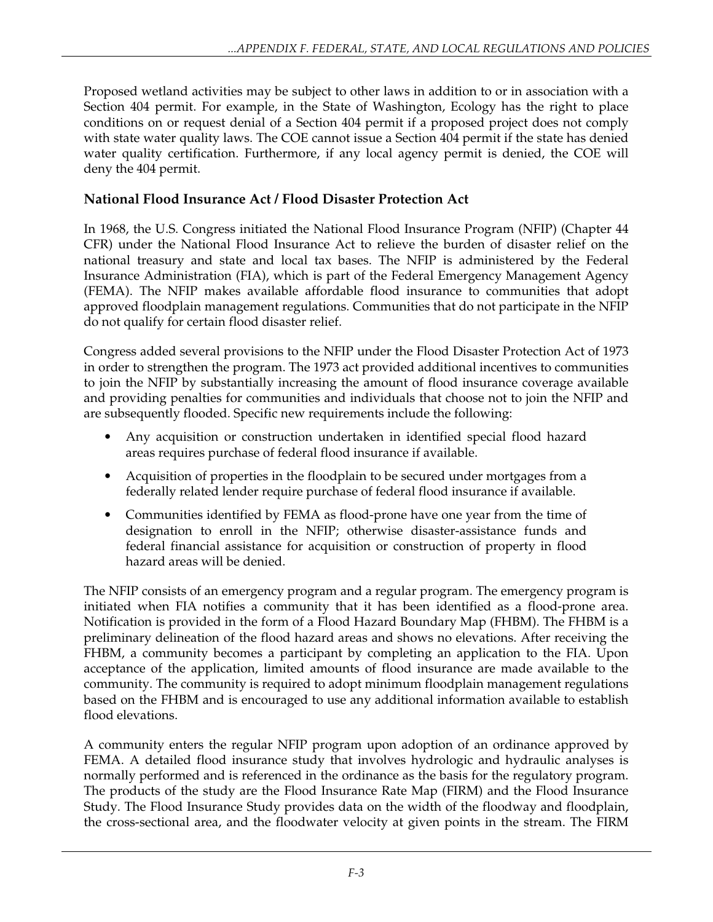Proposed wetland activities may be subject to other laws in addition to or in association with a Section 404 permit. For example, in the State of Washington, Ecology has the right to place conditions on or request denial of a Section 404 permit if a proposed project does not comply with state water quality laws. The COE cannot issue a Section 404 permit if the state has denied water quality certification. Furthermore, if any local agency permit is denied, the COE will deny the 404 permit.

## National Flood Insurance Act / Flood Disaster Protection Act

In 1968, the U.S. Congress initiated the National Flood Insurance Program (NFIP) (Chapter 44 CFR) under the National Flood Insurance Act to relieve the burden of disaster relief on the national treasury and state and local tax bases. The NFIP is administered by the Federal Insurance Administration (FIA), which is part of the Federal Emergency Management Agency (FEMA). The NFIP makes available affordable flood insurance to communities that adopt approved floodplain management regulations. Communities that do not participate in the NFIP do not qualify for certain flood disaster relief.

Congress added several provisions to the NFIP under the Flood Disaster Protection Act of 1973 in order to strengthen the program. The 1973 act provided additional incentives to communities to join the NFIP by substantially increasing the amount of flood insurance coverage available and providing penalties for communities and individuals that choose not to join the NFIP and are subsequently flooded. Specific new requirements include the following:

- Any acquisition or construction undertaken in identified special flood hazard areas requires purchase of federal flood insurance if available.
- Acquisition of properties in the floodplain to be secured under mortgages from a federally related lender require purchase of federal flood insurance if available.
- Communities identified by FEMA as flood-prone have one year from the time of designation to enroll in the NFIP; otherwise disaster-assistance funds and federal financial assistance for acquisition or construction of property in flood hazard areas will be denied.

The NFIP consists of an emergency program and a regular program. The emergency program is initiated when FIA notifies a community that it has been identified as a flood-prone area. Notification is provided in the form of a Flood Hazard Boundary Map (FHBM). The FHBM is a preliminary delineation of the flood hazard areas and shows no elevations. After receiving the FHBM, a community becomes a participant by completing an application to the FIA. Upon acceptance of the application, limited amounts of flood insurance are made available to the community. The community is required to adopt minimum floodplain management regulations based on the FHBM and is encouraged to use any additional information available to establish flood elevations.

A community enters the regular NFIP program upon adoption of an ordinance approved by FEMA. A detailed flood insurance study that involves hydrologic and hydraulic analyses is normally performed and is referenced in the ordinance as the basis for the regulatory program. The products of the study are the Flood Insurance Rate Map (FIRM) and the Flood Insurance Study. The Flood Insurance Study provides data on the width of the floodway and floodplain, the cross-sectional area, and the floodwater velocity at given points in the stream. The FIRM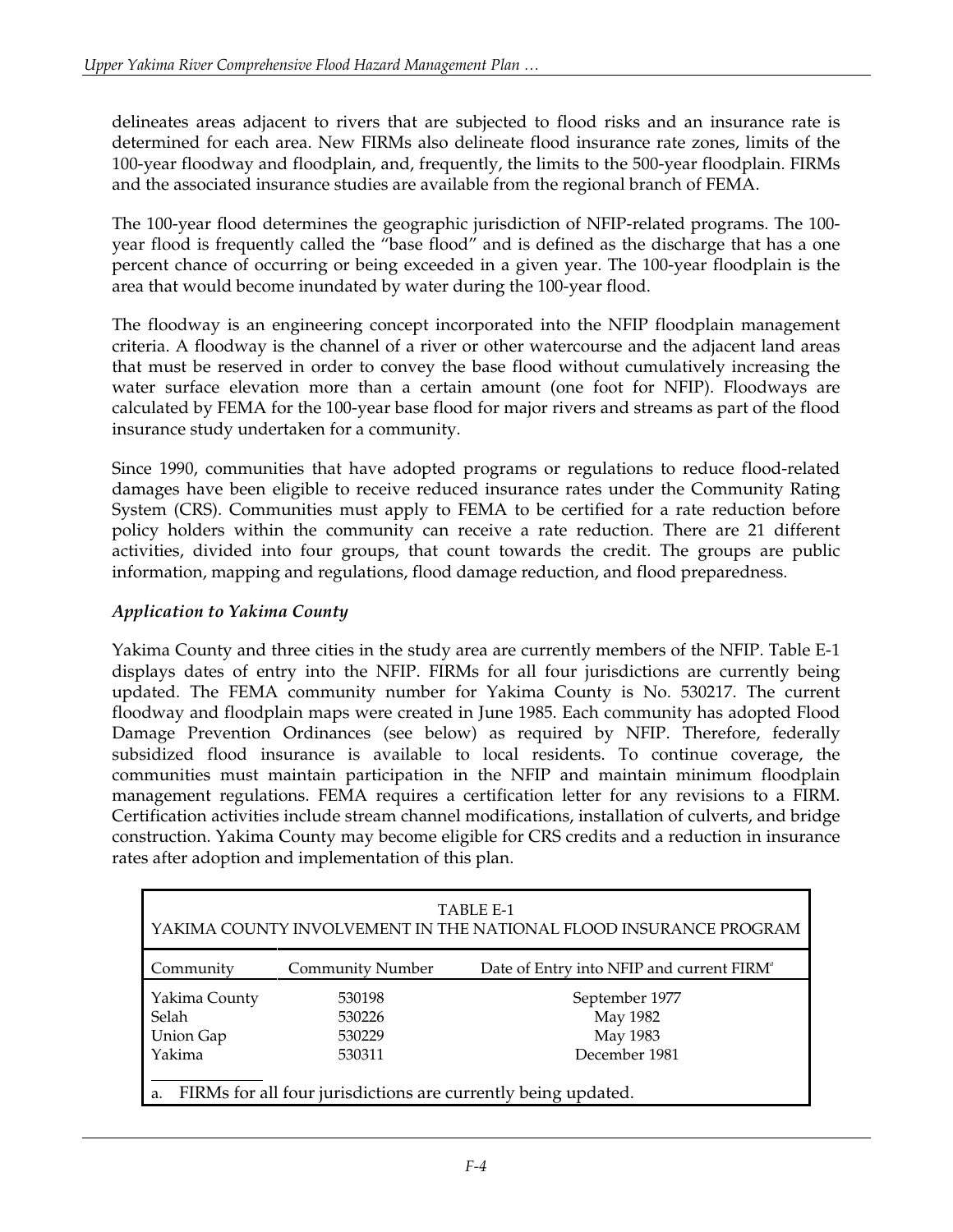delineates areas adjacent to rivers that are subjected to flood risks and an insurance rate is determined for each area. New FIRMs also delineate flood insurance rate zones, limits of the 100-year floodway and floodplain, and, frequently, the limits to the 500-year floodplain. FIRMs and the associated insurance studies are available from the regional branch of FEMA.

The 100-year flood determines the geographic jurisdiction of NFIP-related programs. The 100-year flood is frequently called the "base flood" and is defined as the discharge that has a one percent chance of occurring or being exceeded in a given year. The 100-year floodplain is the area that would become inundated by water during the 100-year flood.

The floodway is an engineering concept incorporated into the NFIP floodplain management criteria. A floodway is the channel of a river or other watercourse and the adjacent land areas that must be reserved in order to convey the base flood without cumulatively increasing the water surface elevation more than a certain amount (one foot for NFIP). Floodways are calculated by FEMA for the 100-year base flood for major rivers and streams as part of the flood insurance study undertaken for a community.

Since 1990, communities that have adopted programs or regulations to reduce flood-related damages have been eligible to receive reduced insurance rates under the Community Rating System (CRS). Communities must apply to FEMA to be certified for a rate reduction before policy holders within the community can receive a rate reduction. There are 21 different activities, divided into four groups, that count towards the credit. The groups are public information, mapping and regulations, flood damage reduction, and flood preparedness.

### *Application to Yakima County*

Yakima County and three cities in the study area are currently members of the NFIP. Table E-1 displays dates of entry into the NFIP. FIRMs for all four jurisdictions are currently being updated. The FEMA community number for Yakima County is No. 530217. The current floodway and floodplain maps were created in June 1985. Each community has adopted Flood Damage Prevention Ordinances (see below) as required by NFIP. Therefore, federally subsidized flood insurance is available to local residents. To continue coverage, the communities must maintain participation in the NFIP and maintain minimum floodplain management regulations. FEMA requires a certification letter for any revisions to a FIRM. Certification activities include stream channel modifications, installation of culverts, and bridge construction. Yakima County may become eligible for CRS credits and a reduction in insurance rates after adoption and implementation of this plan.

TABLE E-1
YAKIMA COUNTY INVOLVEMENT IN THE NATIONAL FLOOD INSURANCE PROGRAM

| Community | Community Number | Date of Entry into NFIP and current FIRM[a] |
|---|---|---|
| Yakima County | 530198 | September 1977 |
| Selah | 530226 | May 1982 |
| Union Gap | 530229 | May 1983 |
| Yakima | 530311 | December 1981 |

a. FIRMs for all four jurisdictions are currently being updated.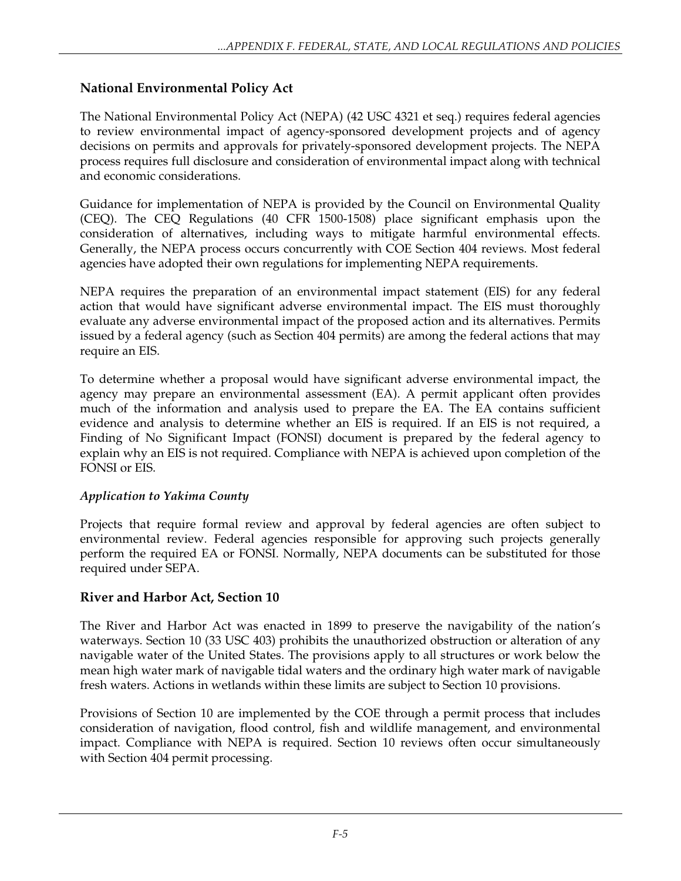## National Environmental Policy Act

The National Environmental Policy Act (NEPA) (42 USC 4321 et seq.) requires federal agencies to review environmental impact of agency-sponsored development projects and of agency decisions on permits and approvals for privately-sponsored development projects. The NEPA process requires full disclosure and consideration of environmental impact along with technical and economic considerations.

Guidance for implementation of NEPA is provided by the Council on Environmental Quality (CEQ). The CEQ Regulations (40 CFR 1500-1508) place significant emphasis upon the consideration of alternatives, including ways to mitigate harmful environmental effects. Generally, the NEPA process occurs concurrently with COE Section 404 reviews. Most federal agencies have adopted their own regulations for implementing NEPA requirements.

NEPA requires the preparation of an environmental impact statement (EIS) for any federal action that would have significant adverse environmental impact. The EIS must thoroughly evaluate any adverse environmental impact of the proposed action and its alternatives. Permits issued by a federal agency (such as Section 404 permits) are among the federal actions that may require an EIS.

To determine whether a proposal would have significant adverse environmental impact, the agency may prepare an environmental assessment (EA). A permit applicant often provides much of the information and analysis used to prepare the EA. The EA contains sufficient evidence and analysis to determine whether an EIS is required. If an EIS is not required, a Finding of No Significant Impact (FONSI) document is prepared by the federal agency to explain why an EIS is not required. Compliance with NEPA is achieved upon completion of the FONSI or EIS.

### *Application to Yakima County*

Projects that require formal review and approval by federal agencies are often subject to environmental review. Federal agencies responsible for approving such projects generally perform the required EA or FONSI. Normally, NEPA documents can be substituted for those required under SEPA.

## River and Harbor Act, Section 10

The River and Harbor Act was enacted in 1899 to preserve the navigability of the nation's waterways. Section 10 (33 USC 403) prohibits the unauthorized obstruction or alteration of any navigable water of the United States. The provisions apply to all structures or work below the mean high water mark of navigable tidal waters and the ordinary high water mark of navigable fresh waters. Actions in wetlands within these limits are subject to Section 10 provisions.

Provisions of Section 10 are implemented by the COE through a permit process that includes consideration of navigation, flood control, fish and wildlife management, and environmental impact. Compliance with NEPA is required. Section 10 reviews often occur simultaneously with Section 404 permit processing.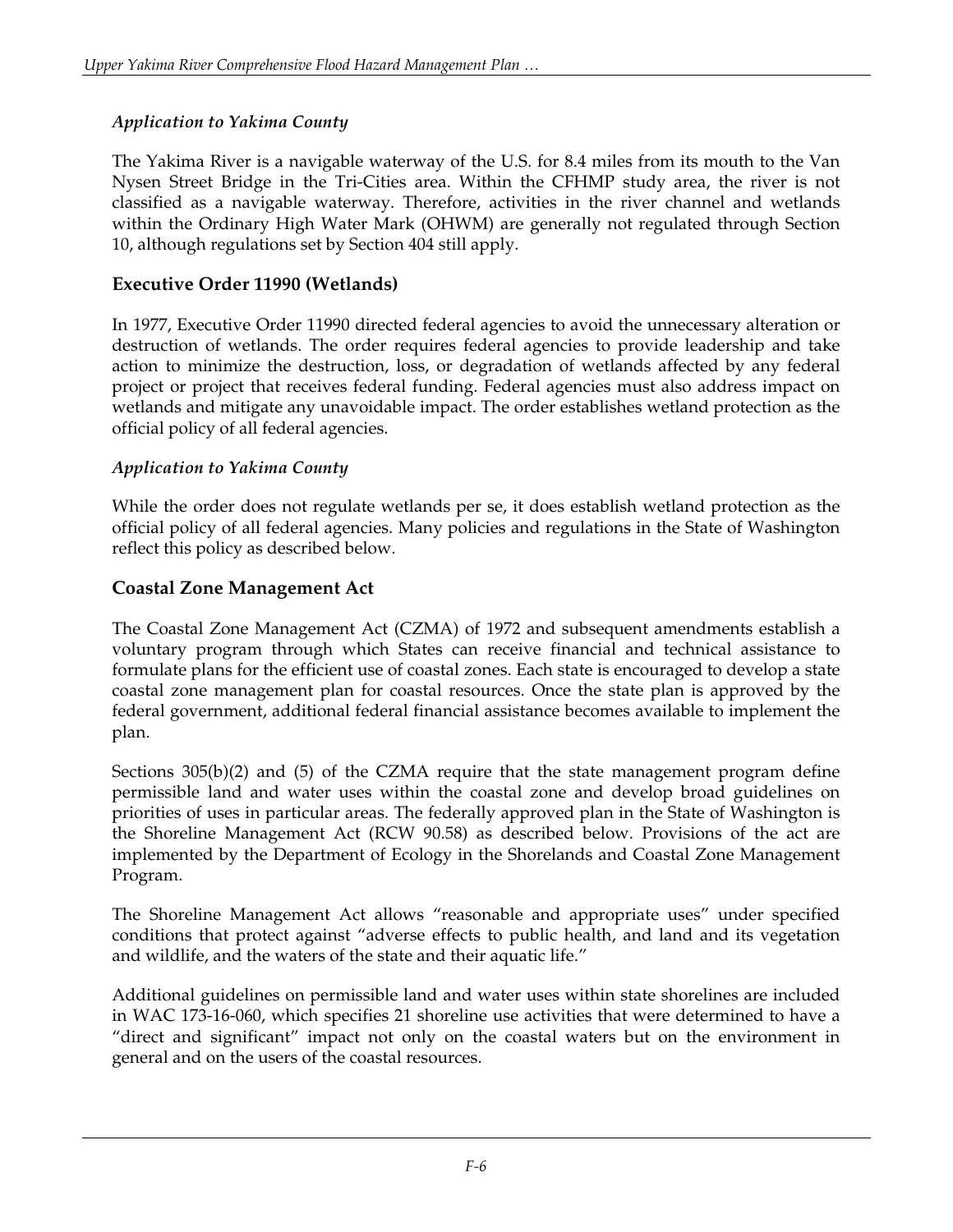*Application to Yakima County*

The Yakima River is a navigable waterway of the U.S. for 8.4 miles from its mouth to the Van Nysen Street Bridge in the Tri-Cities area. Within the CFHMP study area, the river is not classified as a navigable waterway. Therefore, activities in the river channel and wetlands within the Ordinary High Water Mark (OHWM) are generally not regulated through Section 10, although regulations set by Section 404 still apply.

### Executive Order 11990 (Wetlands)

In 1977, Executive Order 11990 directed federal agencies to avoid the unnecessary alteration or destruction of wetlands. The order requires federal agencies to provide leadership and take action to minimize the destruction, loss, or degradation of wetlands affected by any federal project or project that receives federal funding. Federal agencies must also address impact on wetlands and mitigate any unavoidable impact. The order establishes wetland protection as the official policy of all federal agencies.

*Application to Yakima County*

While the order does not regulate wetlands per se, it does establish wetland protection as the official policy of all federal agencies. Many policies and regulations in the State of Washington reflect this policy as described below.

### Coastal Zone Management Act

The Coastal Zone Management Act (CZMA) of 1972 and subsequent amendments establish a voluntary program through which States can receive financial and technical assistance to formulate plans for the efficient use of coastal zones. Each state is encouraged to develop a state coastal zone management plan for coastal resources. Once the state plan is approved by the federal government, additional federal financial assistance becomes available to implement the plan.

Sections 305(b)(2) and (5) of the CZMA require that the state management program define permissible land and water uses within the coastal zone and develop broad guidelines on priorities of uses in particular areas. The federally approved plan in the State of Washington is the Shoreline Management Act (RCW 90.58) as described below. Provisions of the act are implemented by the Department of Ecology in the Shorelands and Coastal Zone Management Program.

The Shoreline Management Act allows "reasonable and appropriate uses" under specified conditions that protect against "adverse effects to public health, and land and its vegetation and wildlife, and the waters of the state and their aquatic life."

Additional guidelines on permissible land and water uses within state shorelines are included in WAC 173-16-060, which specifies 21 shoreline use activities that were determined to have a "direct and significant" impact not only on the coastal waters but on the environment in general and on the users of the coastal resources.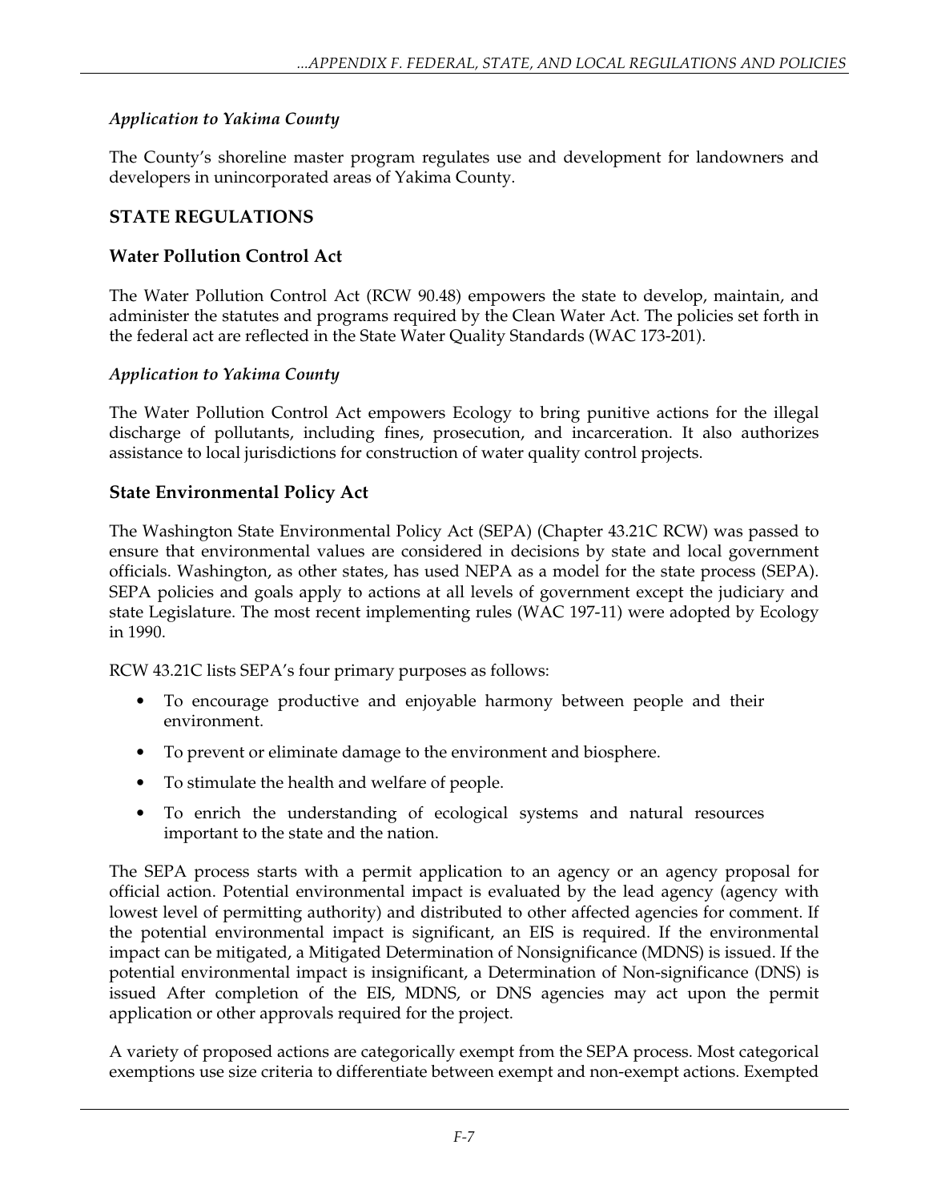*Application to Yakima County*

The County's shoreline master program regulates use and development for landowners and developers in unincorporated areas of Yakima County.

## STATE REGULATIONS

### Water Pollution Control Act

The Water Pollution Control Act (RCW 90.48) empowers the state to develop, maintain, and administer the statutes and programs required by the Clean Water Act. The policies set forth in the federal act are reflected in the State Water Quality Standards (WAC 173-201).

*Application to Yakima County*

The Water Pollution Control Act empowers Ecology to bring punitive actions for the illegal discharge of pollutants, including fines, prosecution, and incarceration. It also authorizes assistance to local jurisdictions for construction of water quality control projects.

### State Environmental Policy Act

The Washington State Environmental Policy Act (SEPA) (Chapter 43.21C RCW) was passed to ensure that environmental values are considered in decisions by state and local government officials. Washington, as other states, has used NEPA as a model for the state process (SEPA). SEPA policies and goals apply to actions at all levels of government except the judiciary and state Legislature. The most recent implementing rules (WAC 197-11) were adopted by Ecology in 1990.

RCW 43.21C lists SEPA's four primary purposes as follows:

- To encourage productive and enjoyable harmony between people and their environment.
- To prevent or eliminate damage to the environment and biosphere.
- To stimulate the health and welfare of people.
- To enrich the understanding of ecological systems and natural resources important to the state and the nation.

The SEPA process starts with a permit application to an agency or an agency proposal for official action. Potential environmental impact is evaluated by the lead agency (agency with lowest level of permitting authority) and distributed to other affected agencies for comment. If the potential environmental impact is significant, an EIS is required. If the environmental impact can be mitigated, a Mitigated Determination of Nonsignificance (MDNS) is issued. If the potential environmental impact is insignificant, a Determination of Non-significance (DNS) is issued After completion of the EIS, MDNS, or DNS agencies may act upon the permit application or other approvals required for the project.

A variety of proposed actions are categorically exempt from the SEPA process. Most categorical exemptions use size criteria to differentiate between exempt and non-exempt actions. Exempted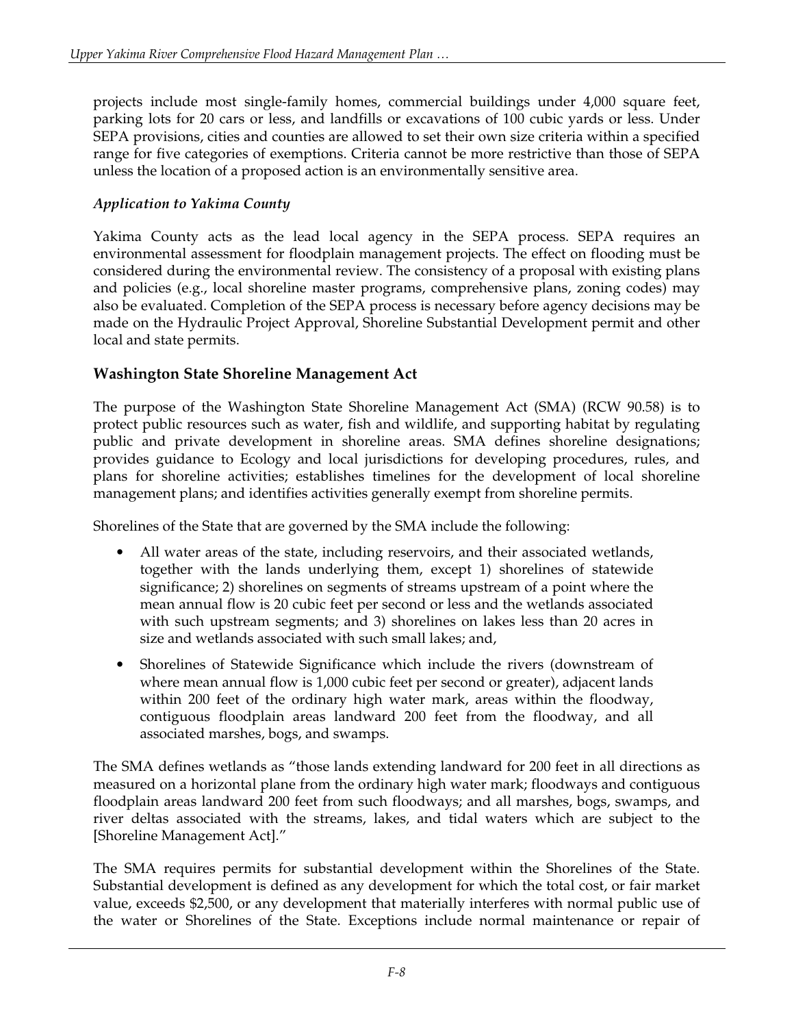projects include most single-family homes, commercial buildings under 4,000 square feet, parking lots for 20 cars or less, and landfills or excavations of 100 cubic yards or less. Under SEPA provisions, cities and counties are allowed to set their own size criteria within a specified range for five categories of exemptions. Criteria cannot be more restrictive than those of SEPA unless the location of a proposed action is an environmentally sensitive area.

#### *Application to Yakima County*

Yakima County acts as the lead local agency in the SEPA process. SEPA requires an environmental assessment for floodplain management projects. The effect on flooding must be considered during the environmental review. The consistency of a proposal with existing plans and policies (e.g., local shoreline master programs, comprehensive plans, zoning codes) may also be evaluated. Completion of the SEPA process is necessary before agency decisions may be made on the Hydraulic Project Approval, Shoreline Substantial Development permit and other local and state permits.

### Washington State Shoreline Management Act

The purpose of the Washington State Shoreline Management Act (SMA) (RCW 90.58) is to protect public resources such as water, fish and wildlife, and supporting habitat by regulating public and private development in shoreline areas. SMA defines shoreline designations; provides guidance to Ecology and local jurisdictions for developing procedures, rules, and plans for shoreline activities; establishes timelines for the development of local shoreline management plans; and identifies activities generally exempt from shoreline permits.

Shorelines of the State that are governed by the SMA include the following:

- All water areas of the state, including reservoirs, and their associated wetlands, together with the lands underlying them, except 1) shorelines of statewide significance; 2) shorelines on segments of streams upstream of a point where the mean annual flow is 20 cubic feet per second or less and the wetlands associated with such upstream segments; and 3) shorelines on lakes less than 20 acres in size and wetlands associated with such small lakes; and,
- Shorelines of Statewide Significance which include the rivers (downstream of where mean annual flow is 1,000 cubic feet per second or greater), adjacent lands within 200 feet of the ordinary high water mark, areas within the floodway, contiguous floodplain areas landward 200 feet from the floodway, and all associated marshes, bogs, and swamps.

The SMA defines wetlands as "those lands extending landward for 200 feet in all directions as measured on a horizontal plane from the ordinary high water mark; floodways and contiguous floodplain areas landward 200 feet from such floodways; and all marshes, bogs, swamps, and river deltas associated with the streams, lakes, and tidal waters which are subject to the [Shoreline Management Act]."

The SMA requires permits for substantial development within the Shorelines of the State. Substantial development is defined as any development for which the total cost, or fair market value, exceeds $2,500, or any development that materially interferes with normal public use of the water or Shorelines of the State. Exceptions include normal maintenance or repair of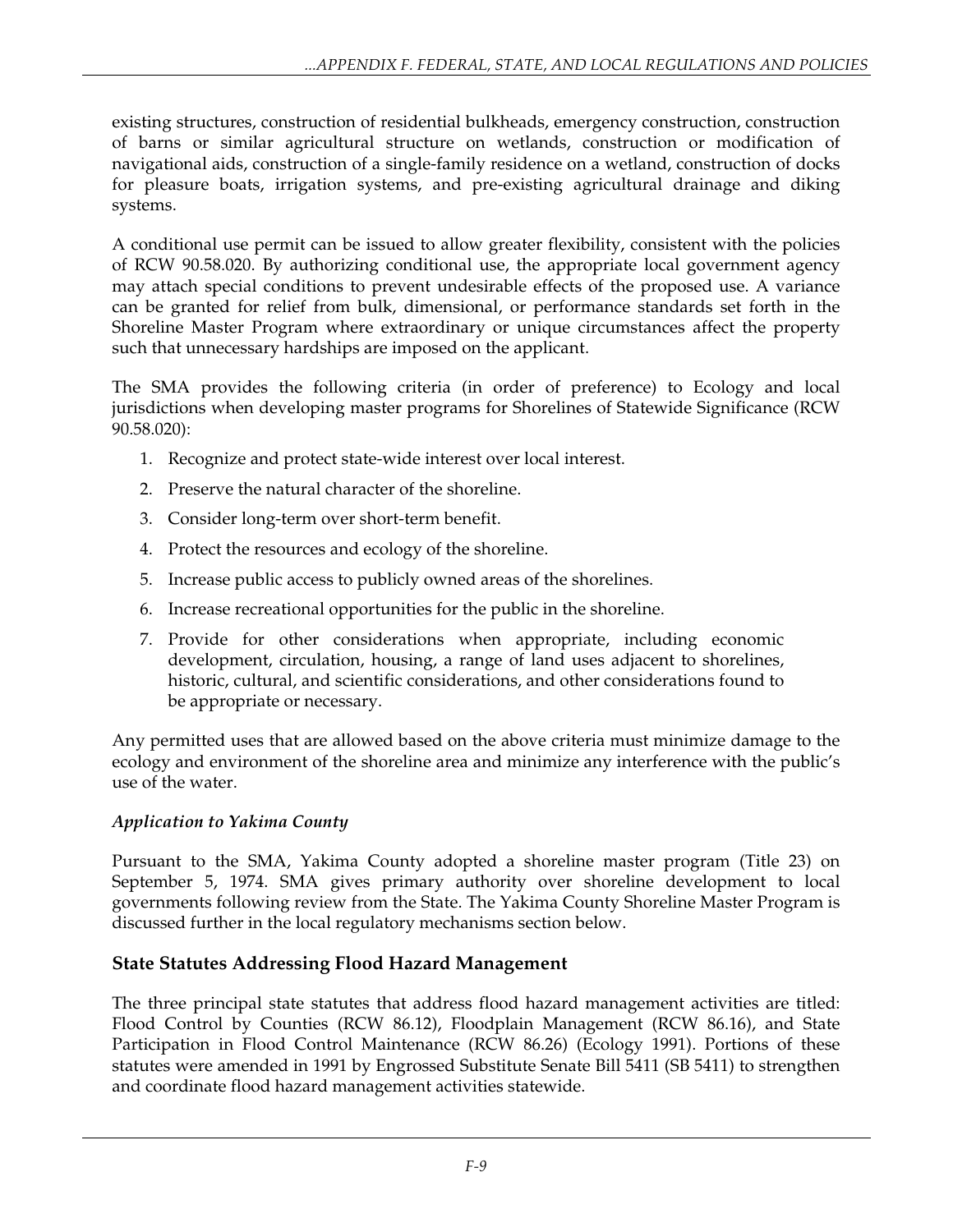existing structures, construction of residential bulkheads, emergency construction, construction of barns or similar agricultural structure on wetlands, construction or modification of navigational aids, construction of a single-family residence on a wetland, construction of docks for pleasure boats, irrigation systems, and pre-existing agricultural drainage and diking systems.

A conditional use permit can be issued to allow greater flexibility, consistent with the policies of RCW 90.58.020. By authorizing conditional use, the appropriate local government agency may attach special conditions to prevent undesirable effects of the proposed use. A variance can be granted for relief from bulk, dimensional, or performance standards set forth in the Shoreline Master Program where extraordinary or unique circumstances affect the property such that unnecessary hardships are imposed on the applicant.

The SMA provides the following criteria (in order of preference) to Ecology and local jurisdictions when developing master programs for Shorelines of Statewide Significance (RCW 90.58.020):

1. Recognize and protect state-wide interest over local interest.
2. Preserve the natural character of the shoreline.
3. Consider long-term over short-term benefit.
4. Protect the resources and ecology of the shoreline.
5. Increase public access to publicly owned areas of the shorelines.
6. Increase recreational opportunities for the public in the shoreline.
7. Provide for other considerations when appropriate, including economic development, circulation, housing, a range of land uses adjacent to shorelines, historic, cultural, and scientific considerations, and other considerations found to be appropriate or necessary.

Any permitted uses that are allowed based on the above criteria must minimize damage to the ecology and environment of the shoreline area and minimize any interference with the public's use of the water.

*Application to Yakima County*

Pursuant to the SMA, Yakima County adopted a shoreline master program (Title 23) on September 5, 1974. SMA gives primary authority over shoreline development to local governments following review from the State. The Yakima County Shoreline Master Program is discussed further in the local regulatory mechanisms section below.

## State Statutes Addressing Flood Hazard Management

The three principal state statutes that address flood hazard management activities are titled: Flood Control by Counties (RCW 86.12), Floodplain Management (RCW 86.16), and State Participation in Flood Control Maintenance (RCW 86.26) (Ecology 1991). Portions of these statutes were amended in 1991 by Engrossed Substitute Senate Bill 5411 (SB 5411) to strengthen and coordinate flood hazard management activities statewide.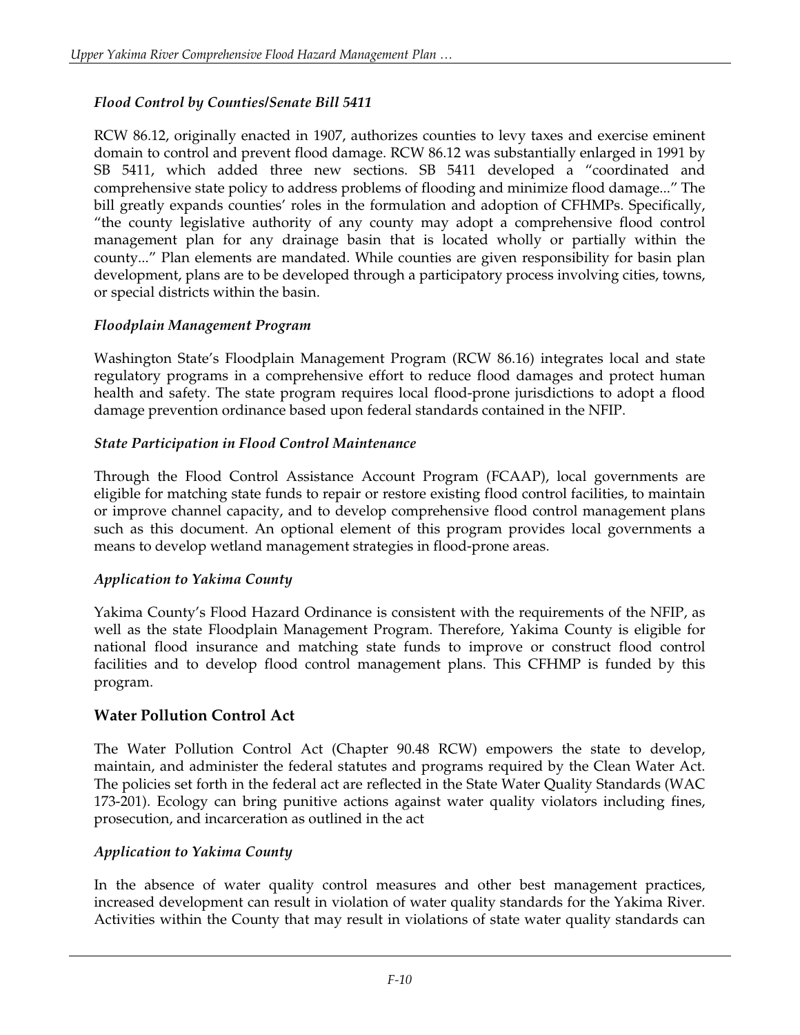### *Flood Control by Counties/Senate Bill 5411*

RCW 86.12, originally enacted in 1907, authorizes counties to levy taxes and exercise eminent domain to control and prevent flood damage. RCW 86.12 was substantially enlarged in 1991 by SB 5411, which added three new sections. SB 5411 developed a "coordinated and comprehensive state policy to address problems of flooding and minimize flood damage..." The bill greatly expands counties' roles in the formulation and adoption of CFHMPs. Specifically, "the county legislative authority of any county may adopt a comprehensive flood control management plan for any drainage basin that is located wholly or partially within the county..." Plan elements are mandated. While counties are given responsibility for basin plan development, plans are to be developed through a participatory process involving cities, towns, or special districts within the basin.

### *Floodplain Management Program*

Washington State's Floodplain Management Program (RCW 86.16) integrates local and state regulatory programs in a comprehensive effort to reduce flood damages and protect human health and safety. The state program requires local flood-prone jurisdictions to adopt a flood damage prevention ordinance based upon federal standards contained in the NFIP.

### *State Participation in Flood Control Maintenance*

Through the Flood Control Assistance Account Program (FCAAP), local governments are eligible for matching state funds to repair or restore existing flood control facilities, to maintain or improve channel capacity, and to develop comprehensive flood control management plans such as this document. An optional element of this program provides local governments a means to develop wetland management strategies in flood-prone areas.

### *Application to Yakima County*

Yakima County's Flood Hazard Ordinance is consistent with the requirements of the NFIP, as well as the state Floodplain Management Program. Therefore, Yakima County is eligible for national flood insurance and matching state funds to improve or construct flood control facilities and to develop flood control management plans. This CFHMP is funded by this program.

## Water Pollution Control Act

The Water Pollution Control Act (Chapter 90.48 RCW) empowers the state to develop, maintain, and administer the federal statutes and programs required by the Clean Water Act. The policies set forth in the federal act are reflected in the State Water Quality Standards (WAC 173-201). Ecology can bring punitive actions against water quality violators including fines, prosecution, and incarceration as outlined in the act

### *Application to Yakima County*

In the absence of water quality control measures and other best management practices, increased development can result in violation of water quality standards for the Yakima River. Activities within the County that may result in violations of state water quality standards can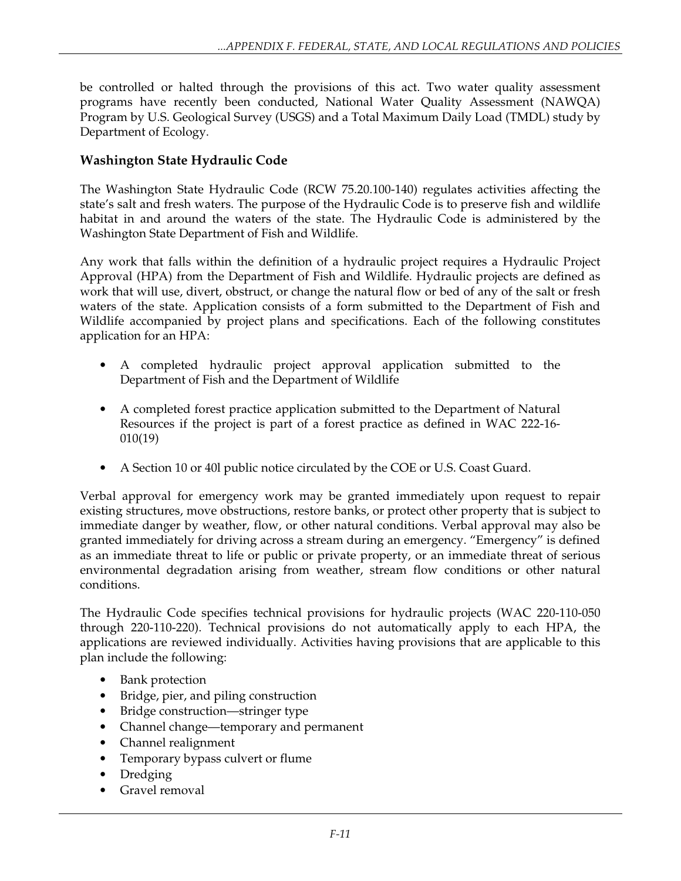be controlled or halted through the provisions of this act. Two water quality assessment programs have recently been conducted, National Water Quality Assessment (NAWQA) Program by U.S. Geological Survey (USGS) and a Total Maximum Daily Load (TMDL) study by Department of Ecology.

### Washington State Hydraulic Code

The Washington State Hydraulic Code (RCW 75.20.100-140) regulates activities affecting the state's salt and fresh waters. The purpose of the Hydraulic Code is to preserve fish and wildlife habitat in and around the waters of the state. The Hydraulic Code is administered by the Washington State Department of Fish and Wildlife.

Any work that falls within the definition of a hydraulic project requires a Hydraulic Project Approval (HPA) from the Department of Fish and Wildlife. Hydraulic projects are defined as work that will use, divert, obstruct, or change the natural flow or bed of any of the salt or fresh waters of the state. Application consists of a form submitted to the Department of Fish and Wildlife accompanied by project plans and specifications. Each of the following constitutes application for an HPA:

- A completed hydraulic project approval application submitted to the Department of Fish and the Department of Wildlife
- A completed forest practice application submitted to the Department of Natural Resources if the project is part of a forest practice as defined in WAC 222-16-010(19)
- A Section 10 or 40l public notice circulated by the COE or U.S. Coast Guard.

Verbal approval for emergency work may be granted immediately upon request to repair existing structures, move obstructions, restore banks, or protect other property that is subject to immediate danger by weather, flow, or other natural conditions. Verbal approval may also be granted immediately for driving across a stream during an emergency. "Emergency" is defined as an immediate threat to life or public or private property, or an immediate threat of serious environmental degradation arising from weather, stream flow conditions or other natural conditions.

The Hydraulic Code specifies technical provisions for hydraulic projects (WAC 220-110-050 through 220-110-220). Technical provisions do not automatically apply to each HPA, the applications are reviewed individually. Activities having provisions that are applicable to this plan include the following:

- Bank protection
- Bridge, pier, and piling construction
- Bridge construction—stringer type
- Channel change—temporary and permanent
- Channel realignment
- Temporary bypass culvert or flume
- Dredging
- Gravel removal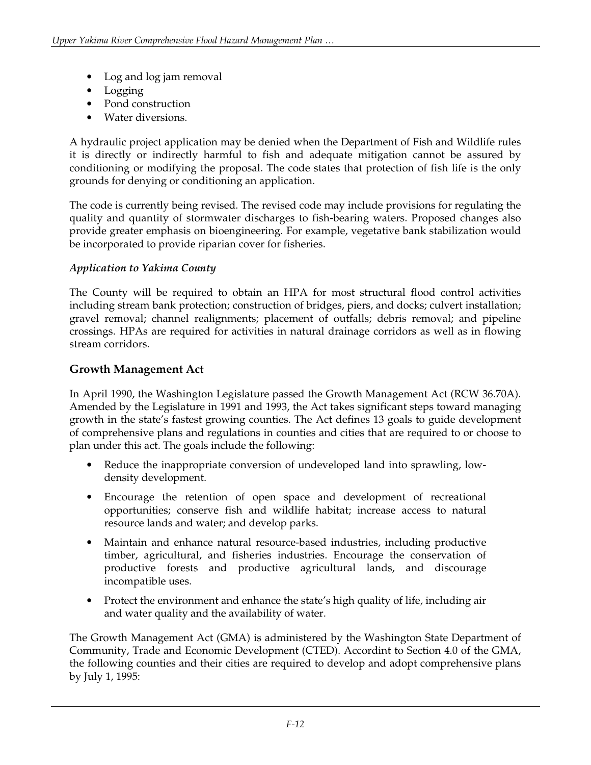- Log and log jam removal
- Logging
- Pond construction
- Water diversions.

A hydraulic project application may be denied when the Department of Fish and Wildlife rules it is directly or indirectly harmful to fish and adequate mitigation cannot be assured by conditioning or modifying the proposal. The code states that protection of fish life is the only grounds for denying or conditioning an application.

The code is currently being revised. The revised code may include provisions for regulating the quality and quantity of stormwater discharges to fish-bearing waters. Proposed changes also provide greater emphasis on bioengineering. For example, vegetative bank stabilization would be incorporated to provide riparian cover for fisheries.

*Application to Yakima County*

The County will be required to obtain an HPA for most structural flood control activities including stream bank protection; construction of bridges, piers, and docks; culvert installation; gravel removal; channel realignments; placement of outfalls; debris removal; and pipeline crossings. HPAs are required for activities in natural drainage corridors as well as in flowing stream corridors.

## Growth Management Act

In April 1990, the Washington Legislature passed the Growth Management Act (RCW 36.70A). Amended by the Legislature in 1991 and 1993, the Act takes significant steps toward managing growth in the state's fastest growing counties. The Act defines 13 goals to guide development of comprehensive plans and regulations in counties and cities that are required to or choose to plan under this act. The goals include the following:

- Reduce the inappropriate conversion of undeveloped land into sprawling, low-density development.
- Encourage the retention of open space and development of recreational opportunities; conserve fish and wildlife habitat; increase access to natural resource lands and water; and develop parks.
- Maintain and enhance natural resource-based industries, including productive timber, agricultural, and fisheries industries. Encourage the conservation of productive forests and productive agricultural lands, and discourage incompatible uses.
- Protect the environment and enhance the state's high quality of life, including air and water quality and the availability of water.

The Growth Management Act (GMA) is administered by the Washington State Department of Community, Trade and Economic Development (CTED). Accordint to Section 4.0 of the GMA, the following counties and their cities are required to develop and adopt comprehensive plans by July 1, 1995: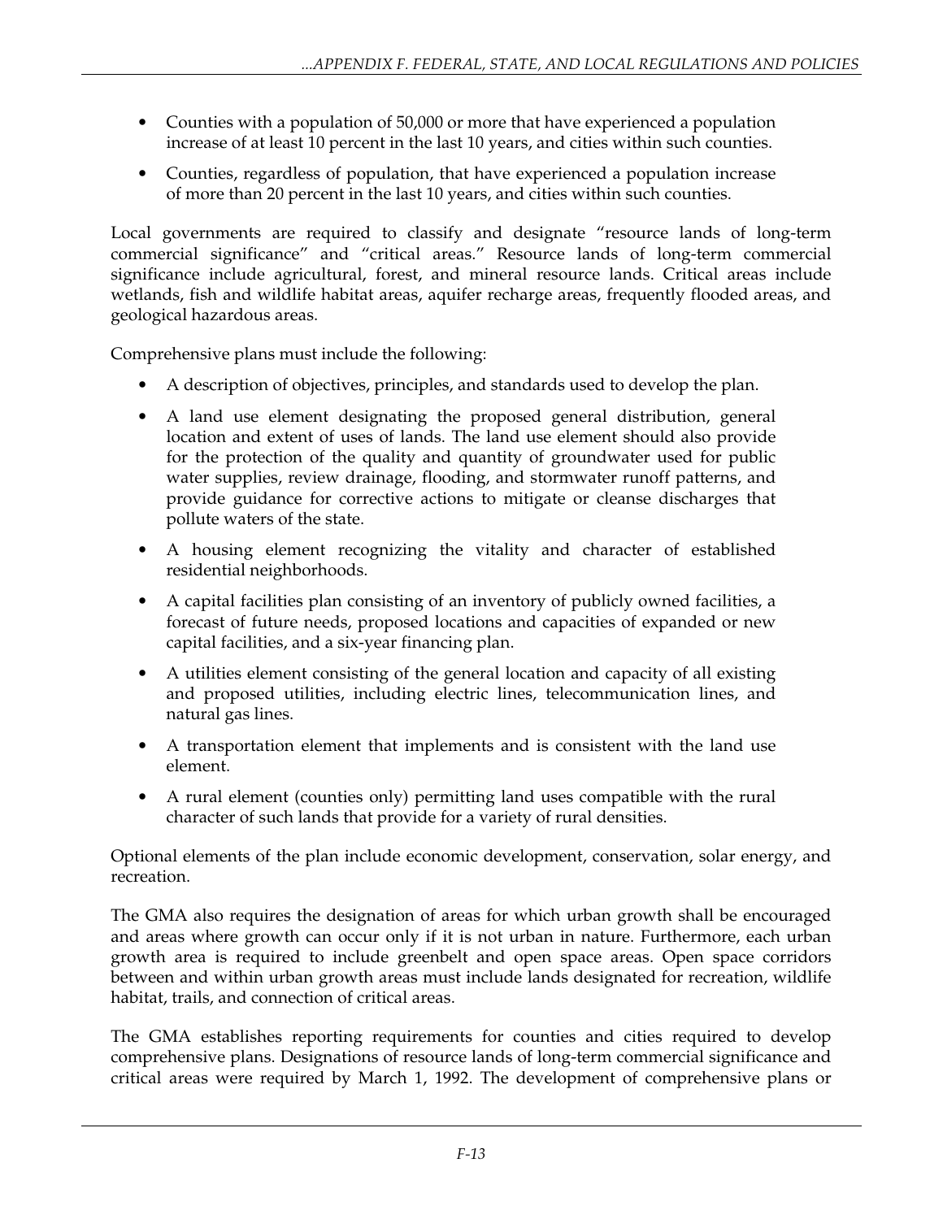- Counties with a population of 50,000 or more that have experienced a population increase of at least 10 percent in the last 10 years, and cities within such counties.
- Counties, regardless of population, that have experienced a population increase of more than 20 percent in the last 10 years, and cities within such counties.

Local governments are required to classify and designate "resource lands of long-term commercial significance" and "critical areas." Resource lands of long-term commercial significance include agricultural, forest, and mineral resource lands. Critical areas include wetlands, fish and wildlife habitat areas, aquifer recharge areas, frequently flooded areas, and geological hazardous areas.

Comprehensive plans must include the following:

- A description of objectives, principles, and standards used to develop the plan.
- A land use element designating the proposed general distribution, general location and extent of uses of lands. The land use element should also provide for the protection of the quality and quantity of groundwater used for public water supplies, review drainage, flooding, and stormwater runoff patterns, and provide guidance for corrective actions to mitigate or cleanse discharges that pollute waters of the state.
- A housing element recognizing the vitality and character of established residential neighborhoods.
- A capital facilities plan consisting of an inventory of publicly owned facilities, a forecast of future needs, proposed locations and capacities of expanded or new capital facilities, and a six-year financing plan.
- A utilities element consisting of the general location and capacity of all existing and proposed utilities, including electric lines, telecommunication lines, and natural gas lines.
- A transportation element that implements and is consistent with the land use element.
- A rural element (counties only) permitting land uses compatible with the rural character of such lands that provide for a variety of rural densities.

Optional elements of the plan include economic development, conservation, solar energy, and recreation.

The GMA also requires the designation of areas for which urban growth shall be encouraged and areas where growth can occur only if it is not urban in nature. Furthermore, each urban growth area is required to include greenbelt and open space areas. Open space corridors between and within urban growth areas must include lands designated for recreation, wildlife habitat, trails, and connection of critical areas.

The GMA establishes reporting requirements for counties and cities required to develop comprehensive plans. Designations of resource lands of long-term commercial significance and critical areas were required by March 1, 1992. The development of comprehensive plans or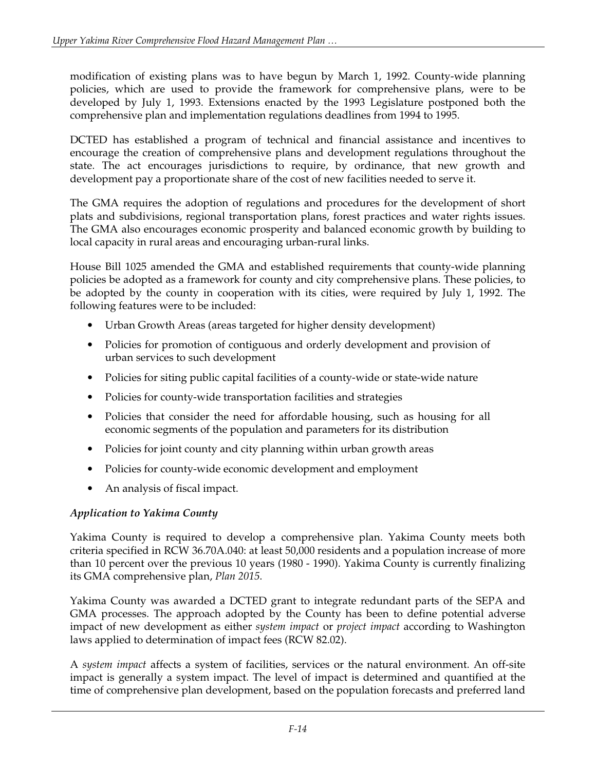modification of existing plans was to have begun by March 1, 1992. County-wide planning policies, which are used to provide the framework for comprehensive plans, were to be developed by July 1, 1993. Extensions enacted by the 1993 Legislature postponed both the comprehensive plan and implementation regulations deadlines from 1994 to 1995.

DCTED has established a program of technical and financial assistance and incentives to encourage the creation of comprehensive plans and development regulations throughout the state. The act encourages jurisdictions to require, by ordinance, that new growth and development pay a proportionate share of the cost of new facilities needed to serve it.

The GMA requires the adoption of regulations and procedures for the development of short plats and subdivisions, regional transportation plans, forest practices and water rights issues. The GMA also encourages economic prosperity and balanced economic growth by building to local capacity in rural areas and encouraging urban-rural links.

House Bill 1025 amended the GMA and established requirements that county-wide planning policies be adopted as a framework for county and city comprehensive plans. These policies, to be adopted by the county in cooperation with its cities, were required by July 1, 1992. The following features were to be included:

- Urban Growth Areas (areas targeted for higher density development)
- Policies for promotion of contiguous and orderly development and provision of urban services to such development
- Policies for siting public capital facilities of a county-wide or state-wide nature
- Policies for county-wide transportation facilities and strategies
- Policies that consider the need for affordable housing, such as housing for all economic segments of the population and parameters for its distribution
- Policies for joint county and city planning within urban growth areas
- Policies for county-wide economic development and employment
- An analysis of fiscal impact.

***Application to Yakima County***

Yakima County is required to develop a comprehensive plan. Yakima County meets both criteria specified in RCW 36.70A.040: at least 50,000 residents and a population increase of more than 10 percent over the previous 10 years (1980 - 1990). Yakima County is currently finalizing its GMA comprehensive plan, *Plan 2015*.

Yakima County was awarded a DCTED grant to integrate redundant parts of the SEPA and GMA processes. The approach adopted by the County has been to define potential adverse impact of new development as either *system impact* or *project impact* according to Washington laws applied to determination of impact fees (RCW 82.02).

A *system impact* affects a system of facilities, services or the natural environment. An off-site impact is generally a system impact. The level of impact is determined and quantified at the time of comprehensive plan development, based on the population forecasts and preferred land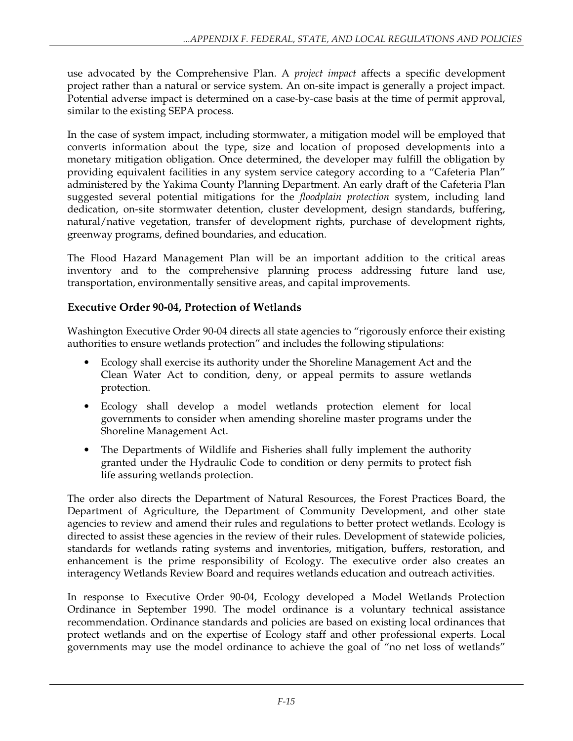use advocated by the Comprehensive Plan. A *project impact* affects a specific development project rather than a natural or service system. An on-site impact is generally a project impact. Potential adverse impact is determined on a case-by-case basis at the time of permit approval, similar to the existing SEPA process.

In the case of system impact, including stormwater, a mitigation model will be employed that converts information about the type, size and location of proposed developments into a monetary mitigation obligation. Once determined, the developer may fulfill the obligation by providing equivalent facilities in any system service category according to a "Cafeteria Plan" administered by the Yakima County Planning Department. An early draft of the Cafeteria Plan suggested several potential mitigations for the *floodplain protection* system, including land dedication, on-site stormwater detention, cluster development, design standards, buffering, natural/native vegetation, transfer of development rights, purchase of development rights, greenway programs, defined boundaries, and education.

The Flood Hazard Management Plan will be an important addition to the critical areas inventory and to the comprehensive planning process addressing future land use, transportation, environmentally sensitive areas, and capital improvements.

### Executive Order 90-04, Protection of Wetlands

Washington Executive Order 90-04 directs all state agencies to "rigorously enforce their existing authorities to ensure wetlands protection" and includes the following stipulations:

- Ecology shall exercise its authority under the Shoreline Management Act and the Clean Water Act to condition, deny, or appeal permits to assure wetlands protection.
- Ecology shall develop a model wetlands protection element for local governments to consider when amending shoreline master programs under the Shoreline Management Act.
- The Departments of Wildlife and Fisheries shall fully implement the authority granted under the Hydraulic Code to condition or deny permits to protect fish life assuring wetlands protection.

The order also directs the Department of Natural Resources, the Forest Practices Board, the Department of Agriculture, the Department of Community Development, and other state agencies to review and amend their rules and regulations to better protect wetlands. Ecology is directed to assist these agencies in the review of their rules. Development of statewide policies, standards for wetlands rating systems and inventories, mitigation, buffers, restoration, and enhancement is the prime responsibility of Ecology. The executive order also creates an interagency Wetlands Review Board and requires wetlands education and outreach activities.

In response to Executive Order 90-04, Ecology developed a Model Wetlands Protection Ordinance in September 1990. The model ordinance is a voluntary technical assistance recommendation. Ordinance standards and policies are based on existing local ordinances that protect wetlands and on the expertise of Ecology staff and other professional experts. Local governments may use the model ordinance to achieve the goal of "no net loss of wetlands"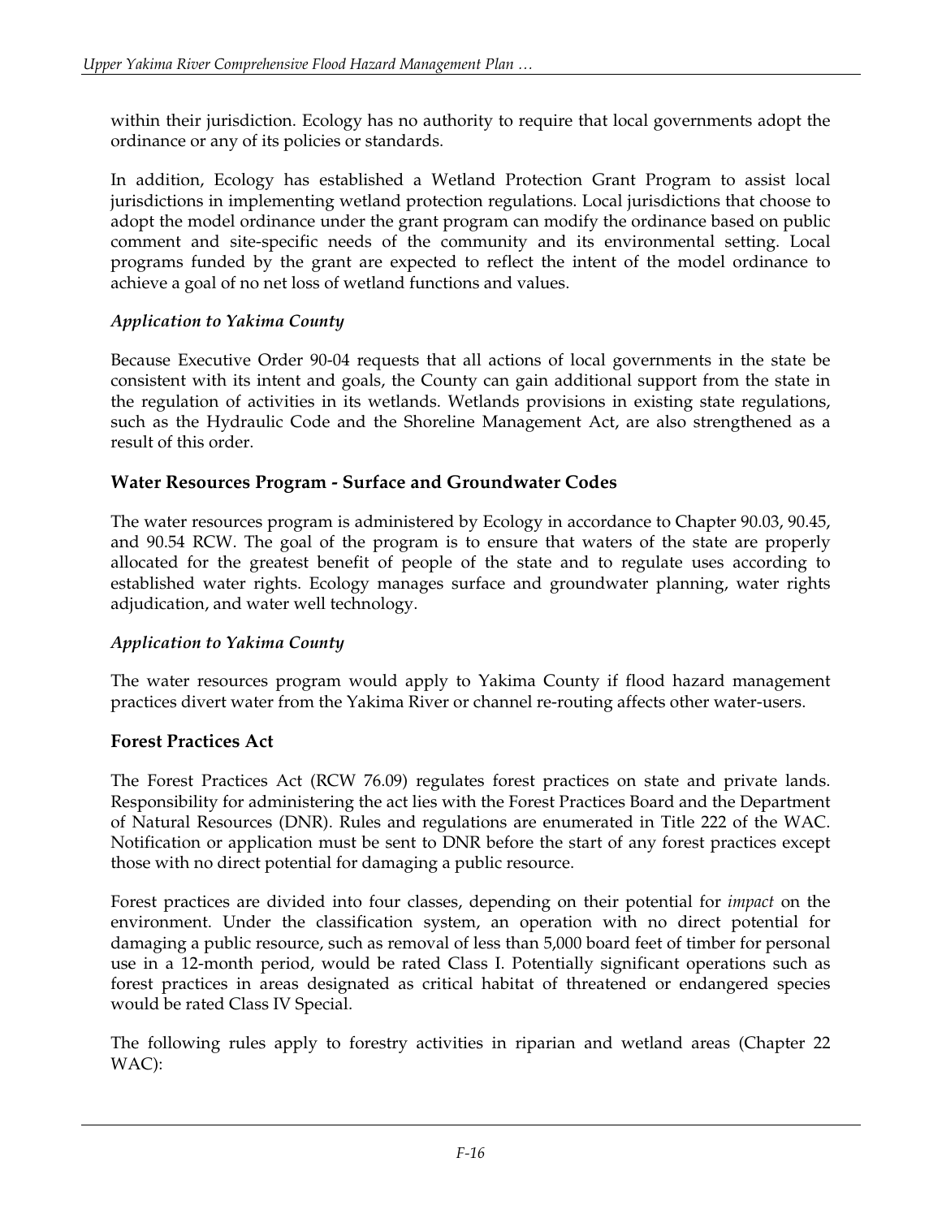within their jurisdiction. Ecology has no authority to require that local governments adopt the ordinance or any of its policies or standards.

In addition, Ecology has established a Wetland Protection Grant Program to assist local jurisdictions in implementing wetland protection regulations. Local jurisdictions that choose to adopt the model ordinance under the grant program can modify the ordinance based on public comment and site-specific needs of the community and its environmental setting. Local programs funded by the grant are expected to reflect the intent of the model ordinance to achieve a goal of no net loss of wetland functions and values.

#### *Application to Yakima County*

Because Executive Order 90-04 requests that all actions of local governments in the state be consistent with its intent and goals, the County can gain additional support from the state in the regulation of activities in its wetlands. Wetlands provisions in existing state regulations, such as the Hydraulic Code and the Shoreline Management Act, are also strengthened as a result of this order.

### Water Resources Program - Surface and Groundwater Codes

The water resources program is administered by Ecology in accordance to Chapter 90.03, 90.45, and 90.54 RCW. The goal of the program is to ensure that waters of the state are properly allocated for the greatest benefit of people of the state and to regulate uses according to established water rights. Ecology manages surface and groundwater planning, water rights adjudication, and water well technology.

#### *Application to Yakima County*

The water resources program would apply to Yakima County if flood hazard management practices divert water from the Yakima River or channel re-routing affects other water-users.

### Forest Practices Act

The Forest Practices Act (RCW 76.09) regulates forest practices on state and private lands. Responsibility for administering the act lies with the Forest Practices Board and the Department of Natural Resources (DNR). Rules and regulations are enumerated in Title 222 of the WAC. Notification or application must be sent to DNR before the start of any forest practices except those with no direct potential for damaging a public resource.

Forest practices are divided into four classes, depending on their potential for *impact* on the environment. Under the classification system, an operation with no direct potential for damaging a public resource, such as removal of less than 5,000 board feet of timber for personal use in a 12-month period, would be rated Class I. Potentially significant operations such as forest practices in areas designated as critical habitat of threatened or endangered species would be rated Class IV Special.

The following rules apply to forestry activities in riparian and wetland areas (Chapter 22 WAC):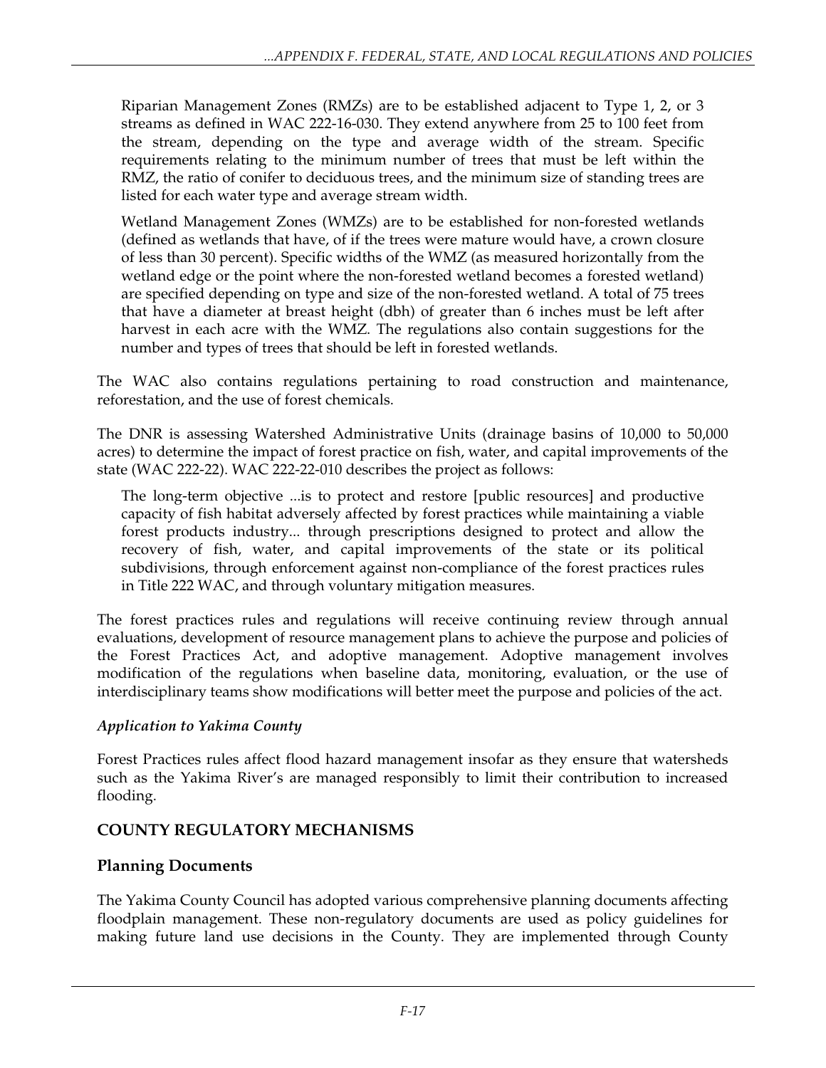Riparian Management Zones (RMZs) are to be established adjacent to Type 1, 2, or 3 streams as defined in WAC 222-16-030. They extend anywhere from 25 to 100 feet from the stream, depending on the type and average width of the stream. Specific requirements relating to the minimum number of trees that must be left within the RMZ, the ratio of conifer to deciduous trees, and the minimum size of standing trees are listed for each water type and average stream width.

Wetland Management Zones (WMZs) are to be established for non-forested wetlands (defined as wetlands that have, of if the trees were mature would have, a crown closure of less than 30 percent). Specific widths of the WMZ (as measured horizontally from the wetland edge or the point where the non-forested wetland becomes a forested wetland) are specified depending on type and size of the non-forested wetland. A total of 75 trees that have a diameter at breast height (dbh) of greater than 6 inches must be left after harvest in each acre with the WMZ. The regulations also contain suggestions for the number and types of trees that should be left in forested wetlands.

The WAC also contains regulations pertaining to road construction and maintenance, reforestation, and the use of forest chemicals.

The DNR is assessing Watershed Administrative Units (drainage basins of 10,000 to 50,000 acres) to determine the impact of forest practice on fish, water, and capital improvements of the state (WAC 222-22). WAC 222-22-010 describes the project as follows:

> The long-term objective ...is to protect and restore [public resources] and productive capacity of fish habitat adversely affected by forest practices while maintaining a viable forest products industry... through prescriptions designed to protect and allow the recovery of fish, water, and capital improvements of the state or its political subdivisions, through enforcement against non-compliance of the forest practices rules in Title 222 WAC, and through voluntary mitigation measures.

The forest practices rules and regulations will receive continuing review through annual evaluations, development of resource management plans to achieve the purpose and policies of the Forest Practices Act, and adoptive management. Adoptive management involves modification of the regulations when baseline data, monitoring, evaluation, or the use of interdisciplinary teams show modifications will better meet the purpose and policies of the act.

*Application to Yakima County*

Forest Practices rules affect flood hazard management insofar as they ensure that watersheds such as the Yakima River's are managed responsibly to limit their contribution to increased flooding.

## COUNTY REGULATORY MECHANISMS

### Planning Documents

The Yakima County Council has adopted various comprehensive planning documents affecting floodplain management. These non-regulatory documents are used as policy guidelines for making future land use decisions in the County. They are implemented through County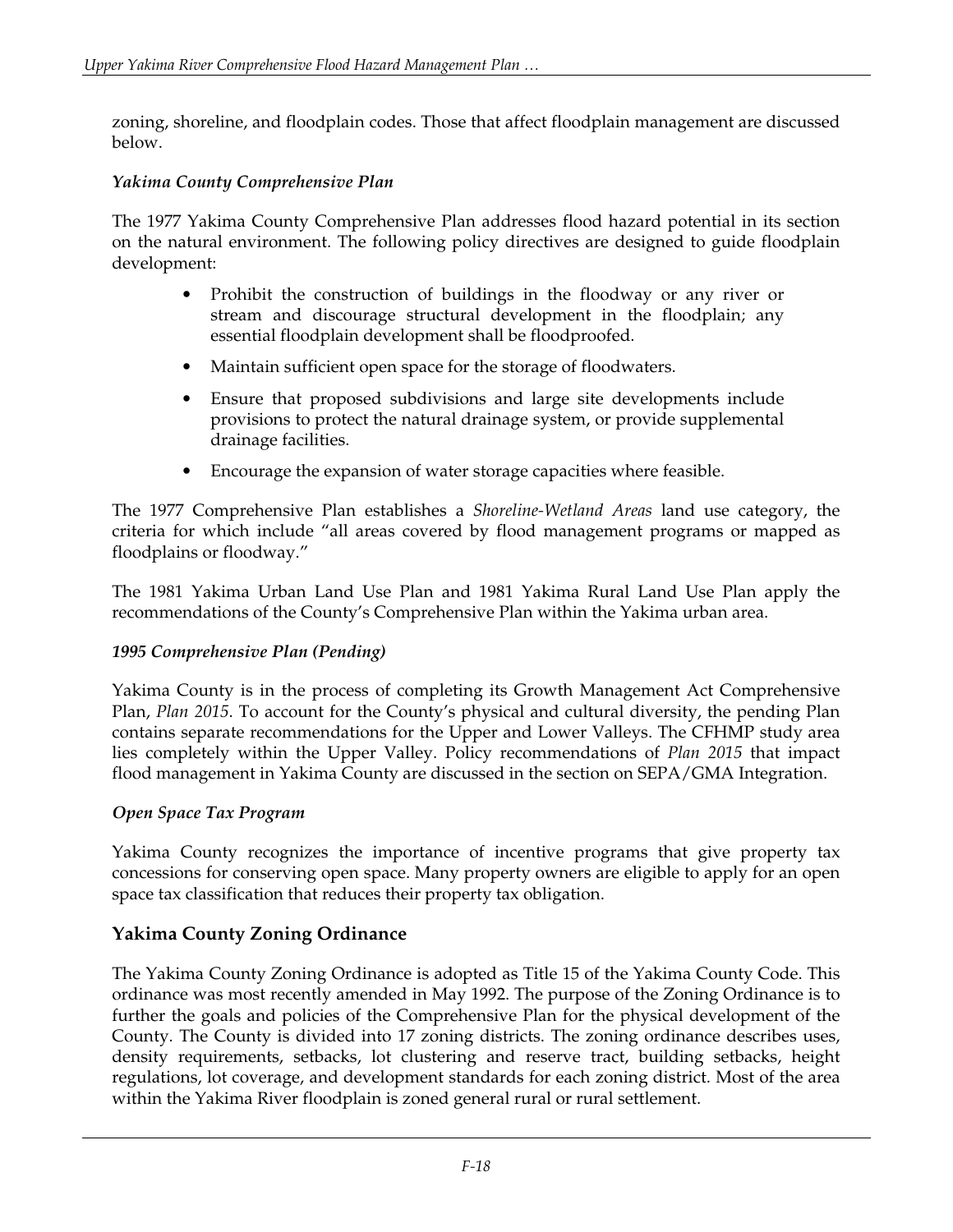zoning, shoreline, and floodplain codes. Those that affect floodplain management are discussed below.

### *Yakima County Comprehensive Plan*

The 1977 Yakima County Comprehensive Plan addresses flood hazard potential in its section on the natural environment. The following policy directives are designed to guide floodplain development:

- Prohibit the construction of buildings in the floodway or any river or stream and discourage structural development in the floodplain; any essential floodplain development shall be floodproofed.
- Maintain sufficient open space for the storage of floodwaters.
- Ensure that proposed subdivisions and large site developments include provisions to protect the natural drainage system, or provide supplemental drainage facilities.
- Encourage the expansion of water storage capacities where feasible.

The 1977 Comprehensive Plan establishes a *Shoreline-Wetland Areas* land use category, the criteria for which include "all areas covered by flood management programs or mapped as floodplains or floodway."

The 1981 Yakima Urban Land Use Plan and 1981 Yakima Rural Land Use Plan apply the recommendations of the County's Comprehensive Plan within the Yakima urban area.

### *1995 Comprehensive Plan (Pending)*

Yakima County is in the process of completing its Growth Management Act Comprehensive Plan, *Plan 2015*. To account for the County's physical and cultural diversity, the pending Plan contains separate recommendations for the Upper and Lower Valleys. The CFHMP study area lies completely within the Upper Valley. Policy recommendations of *Plan 2015* that impact flood management in Yakima County are discussed in the section on SEPA/GMA Integration.

### *Open Space Tax Program*

Yakima County recognizes the importance of incentive programs that give property tax concessions for conserving open space. Many property owners are eligible to apply for an open space tax classification that reduces their property tax obligation.

## Yakima County Zoning Ordinance

The Yakima County Zoning Ordinance is adopted as Title 15 of the Yakima County Code. This ordinance was most recently amended in May 1992. The purpose of the Zoning Ordinance is to further the goals and policies of the Comprehensive Plan for the physical development of the County. The County is divided into 17 zoning districts. The zoning ordinance describes uses, density requirements, setbacks, lot clustering and reserve tract, building setbacks, height regulations, lot coverage, and development standards for each zoning district. Most of the area within the Yakima River floodplain is zoned general rural or rural settlement.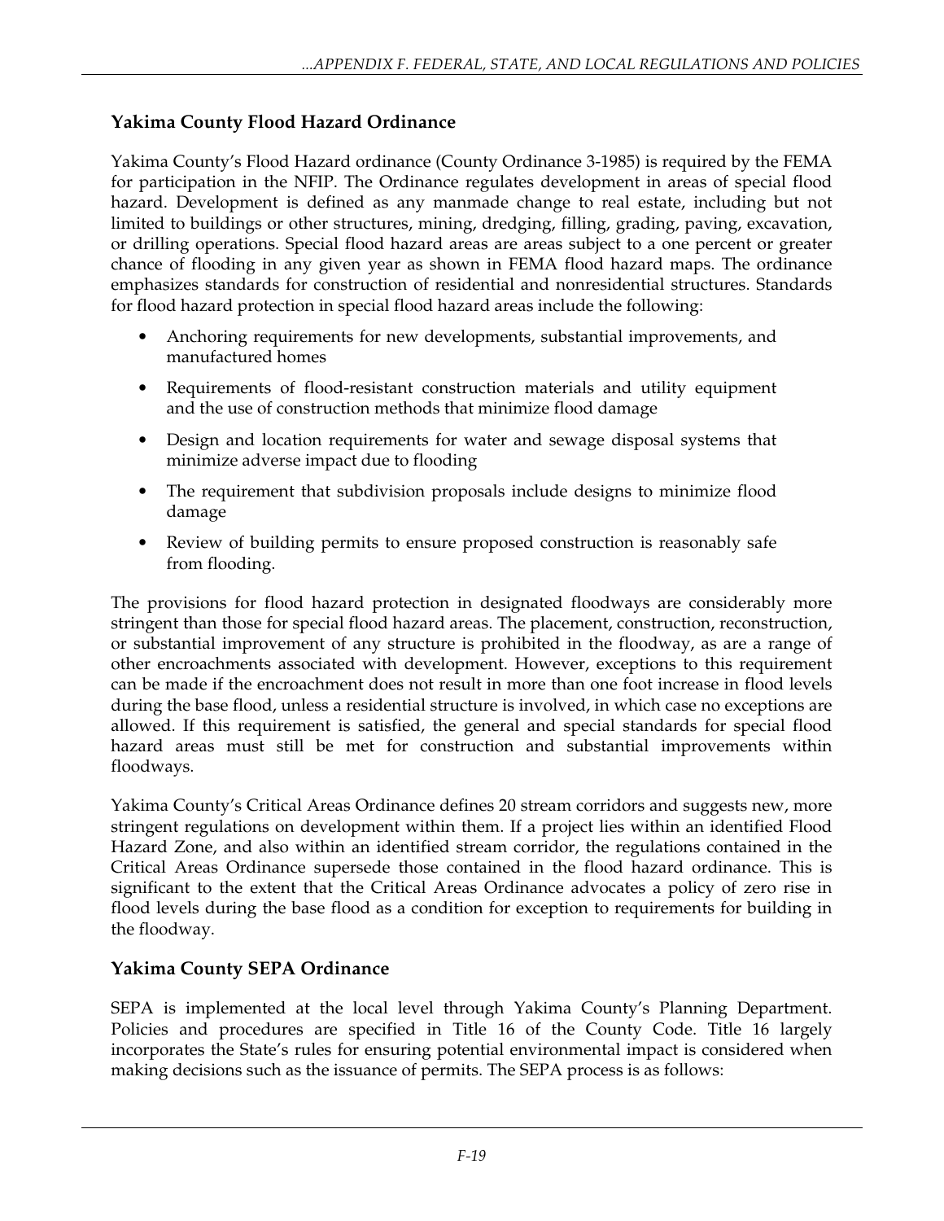## Yakima County Flood Hazard Ordinance

Yakima County's Flood Hazard ordinance (County Ordinance 3-1985) is required by the FEMA for participation in the NFIP. The Ordinance regulates development in areas of special flood hazard. Development is defined as any manmade change to real estate, including but not limited to buildings or other structures, mining, dredging, filling, grading, paving, excavation, or drilling operations. Special flood hazard areas are areas subject to a one percent or greater chance of flooding in any given year as shown in FEMA flood hazard maps. The ordinance emphasizes standards for construction of residential and nonresidential structures. Standards for flood hazard protection in special flood hazard areas include the following:

- Anchoring requirements for new developments, substantial improvements, and manufactured homes
- Requirements of flood-resistant construction materials and utility equipment and the use of construction methods that minimize flood damage
- Design and location requirements for water and sewage disposal systems that minimize adverse impact due to flooding
- The requirement that subdivision proposals include designs to minimize flood damage
- Review of building permits to ensure proposed construction is reasonably safe from flooding.

The provisions for flood hazard protection in designated floodways are considerably more stringent than those for special flood hazard areas. The placement, construction, reconstruction, or substantial improvement of any structure is prohibited in the floodway, as are a range of other encroachments associated with development. However, exceptions to this requirement can be made if the encroachment does not result in more than one foot increase in flood levels during the base flood, unless a residential structure is involved, in which case no exceptions are allowed. If this requirement is satisfied, the general and special standards for special flood hazard areas must still be met for construction and substantial improvements within floodways.

Yakima County's Critical Areas Ordinance defines 20 stream corridors and suggests new, more stringent regulations on development within them. If a project lies within an identified Flood Hazard Zone, and also within an identified stream corridor, the regulations contained in the Critical Areas Ordinance supersede those contained in the flood hazard ordinance. This is significant to the extent that the Critical Areas Ordinance advocates a policy of zero rise in flood levels during the base flood as a condition for exception to requirements for building in the floodway.

## Yakima County SEPA Ordinance

SEPA is implemented at the local level through Yakima County's Planning Department. Policies and procedures are specified in Title 16 of the County Code. Title 16 largely incorporates the State's rules for ensuring potential environmental impact is considered when making decisions such as the issuance of permits. The SEPA process is as follows: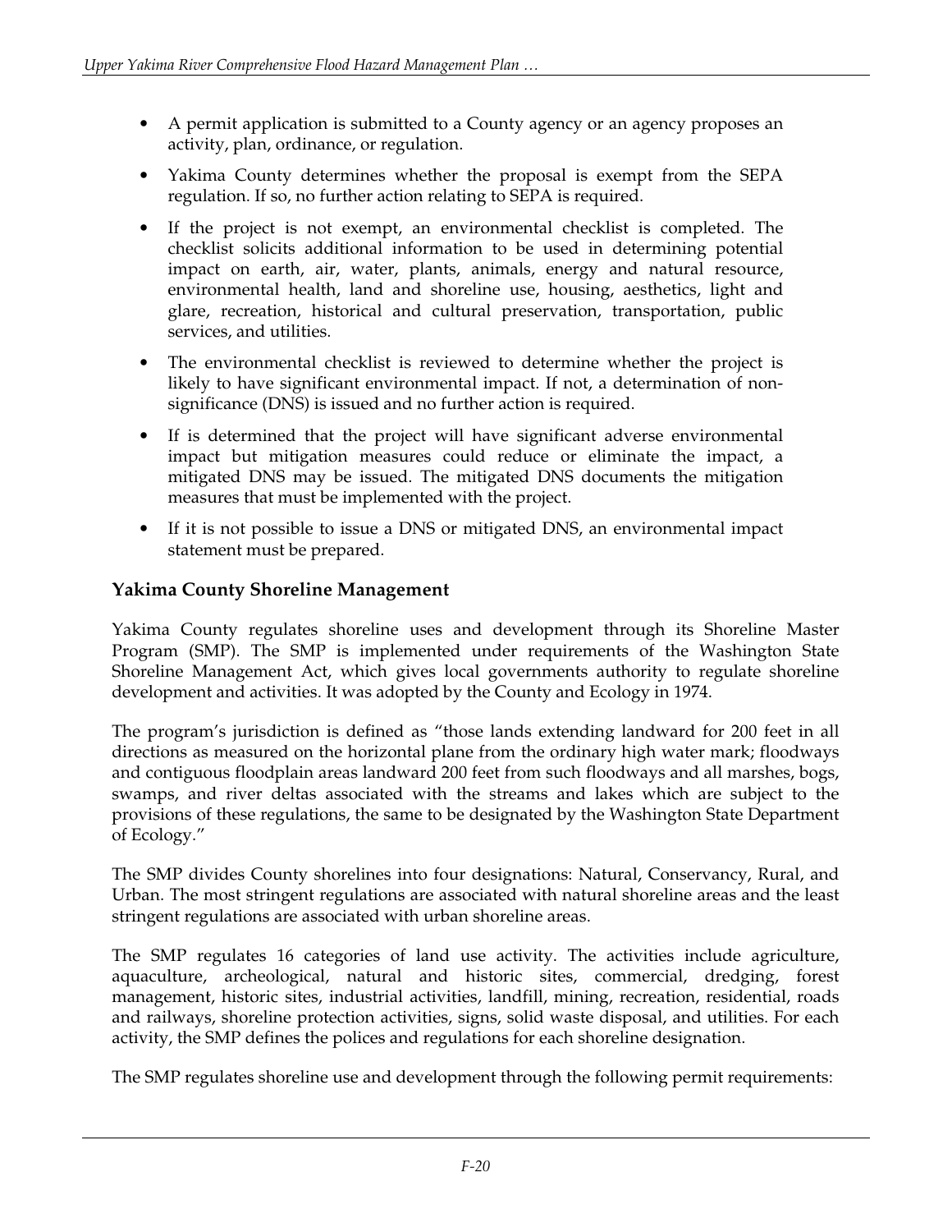- A permit application is submitted to a County agency or an agency proposes an activity, plan, ordinance, or regulation.
- Yakima County determines whether the proposal is exempt from the SEPA regulation. If so, no further action relating to SEPA is required.
- If the project is not exempt, an environmental checklist is completed. The checklist solicits additional information to be used in determining potential impact on earth, air, water, plants, animals, energy and natural resource, environmental health, land and shoreline use, housing, aesthetics, light and glare, recreation, historical and cultural preservation, transportation, public services, and utilities.
- The environmental checklist is reviewed to determine whether the project is likely to have significant environmental impact. If not, a determination of non-significance (DNS) is issued and no further action is required.
- If is determined that the project will have significant adverse environmental impact but mitigation measures could reduce or eliminate the impact, a mitigated DNS may be issued. The mitigated DNS documents the mitigation measures that must be implemented with the project.
- If it is not possible to issue a DNS or mitigated DNS, an environmental impact statement must be prepared.

### Yakima County Shoreline Management

Yakima County regulates shoreline uses and development through its Shoreline Master Program (SMP). The SMP is implemented under requirements of the Washington State Shoreline Management Act, which gives local governments authority to regulate shoreline development and activities. It was adopted by the County and Ecology in 1974.

The program's jurisdiction is defined as "those lands extending landward for 200 feet in all directions as measured on the horizontal plane from the ordinary high water mark; floodways and contiguous floodplain areas landward 200 feet from such floodways and all marshes, bogs, swamps, and river deltas associated with the streams and lakes which are subject to the provisions of these regulations, the same to be designated by the Washington State Department of Ecology."

The SMP divides County shorelines into four designations: Natural, Conservancy, Rural, and Urban. The most stringent regulations are associated with natural shoreline areas and the least stringent regulations are associated with urban shoreline areas.

The SMP regulates 16 categories of land use activity. The activities include agriculture, aquaculture, archeological, natural and historic sites, commercial, dredging, forest management, historic sites, industrial activities, landfill, mining, recreation, residential, roads and railways, shoreline protection activities, signs, solid waste disposal, and utilities. For each activity, the SMP defines the polices and regulations for each shoreline designation.

The SMP regulates shoreline use and development through the following permit requirements: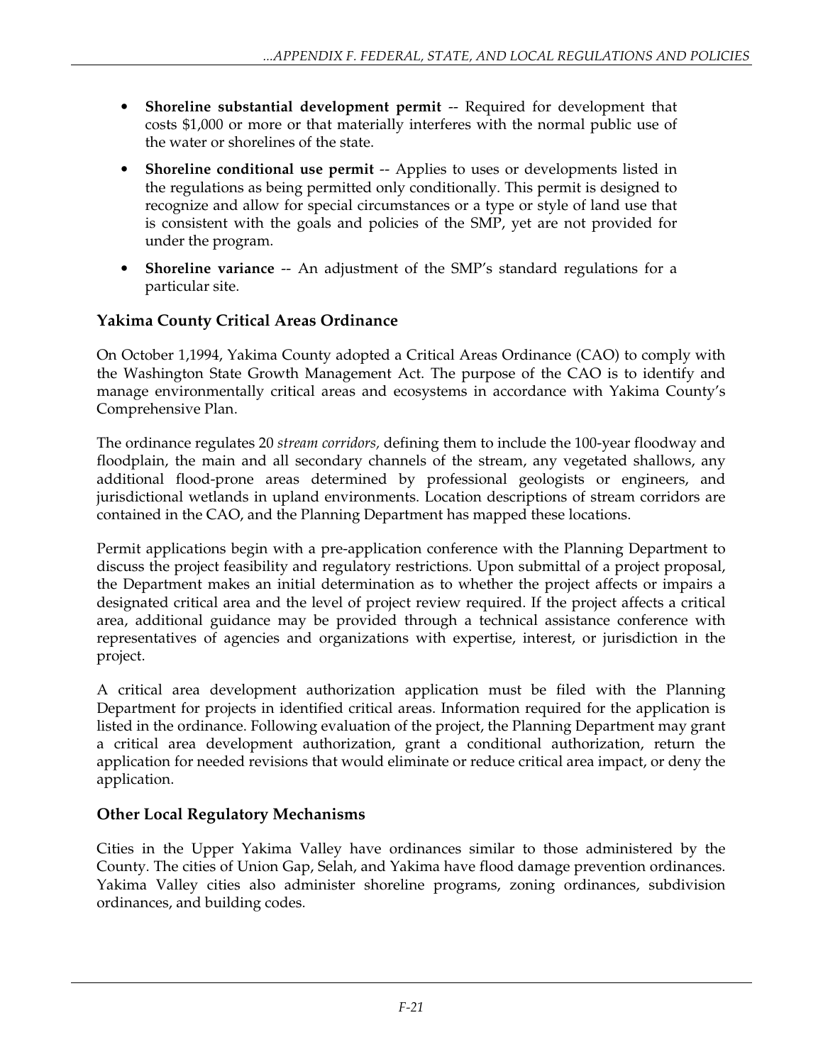- **Shoreline substantial development permit** -- Required for development that costs $1,000 or more or that materially interferes with the normal public use of the water or shorelines of the state.
- **Shoreline conditional use permit** -- Applies to uses or developments listed in the regulations as being permitted only conditionally. This permit is designed to recognize and allow for special circumstances or a type or style of land use that is consistent with the goals and policies of the SMP, yet are not provided for under the program.
- **Shoreline variance** -- An adjustment of the SMP's standard regulations for a particular site.

## Yakima County Critical Areas Ordinance

On October 1,1994, Yakima County adopted a Critical Areas Ordinance (CAO) to comply with the Washington State Growth Management Act. The purpose of the CAO is to identify and manage environmentally critical areas and ecosystems in accordance with Yakima County's Comprehensive Plan.

The ordinance regulates 20 *stream corridors,* defining them to include the 100-year floodway and floodplain, the main and all secondary channels of the stream, any vegetated shallows, any additional flood-prone areas determined by professional geologists or engineers, and jurisdictional wetlands in upland environments. Location descriptions of stream corridors are contained in the CAO, and the Planning Department has mapped these locations.

Permit applications begin with a pre-application conference with the Planning Department to discuss the project feasibility and regulatory restrictions. Upon submittal of a project proposal, the Department makes an initial determination as to whether the project affects or impairs a designated critical area and the level of project review required. If the project affects a critical area, additional guidance may be provided through a technical assistance conference with representatives of agencies and organizations with expertise, interest, or jurisdiction in the project.

A critical area development authorization application must be filed with the Planning Department for projects in identified critical areas. Information required for the application is listed in the ordinance. Following evaluation of the project, the Planning Department may grant a critical area development authorization, grant a conditional authorization, return the application for needed revisions that would eliminate or reduce critical area impact, or deny the application.

## Other Local Regulatory Mechanisms

Cities in the Upper Yakima Valley have ordinances similar to those administered by the County. The cities of Union Gap, Selah, and Yakima have flood damage prevention ordinances. Yakima Valley cities also administer shoreline programs, zoning ordinances, subdivision ordinances, and building codes.